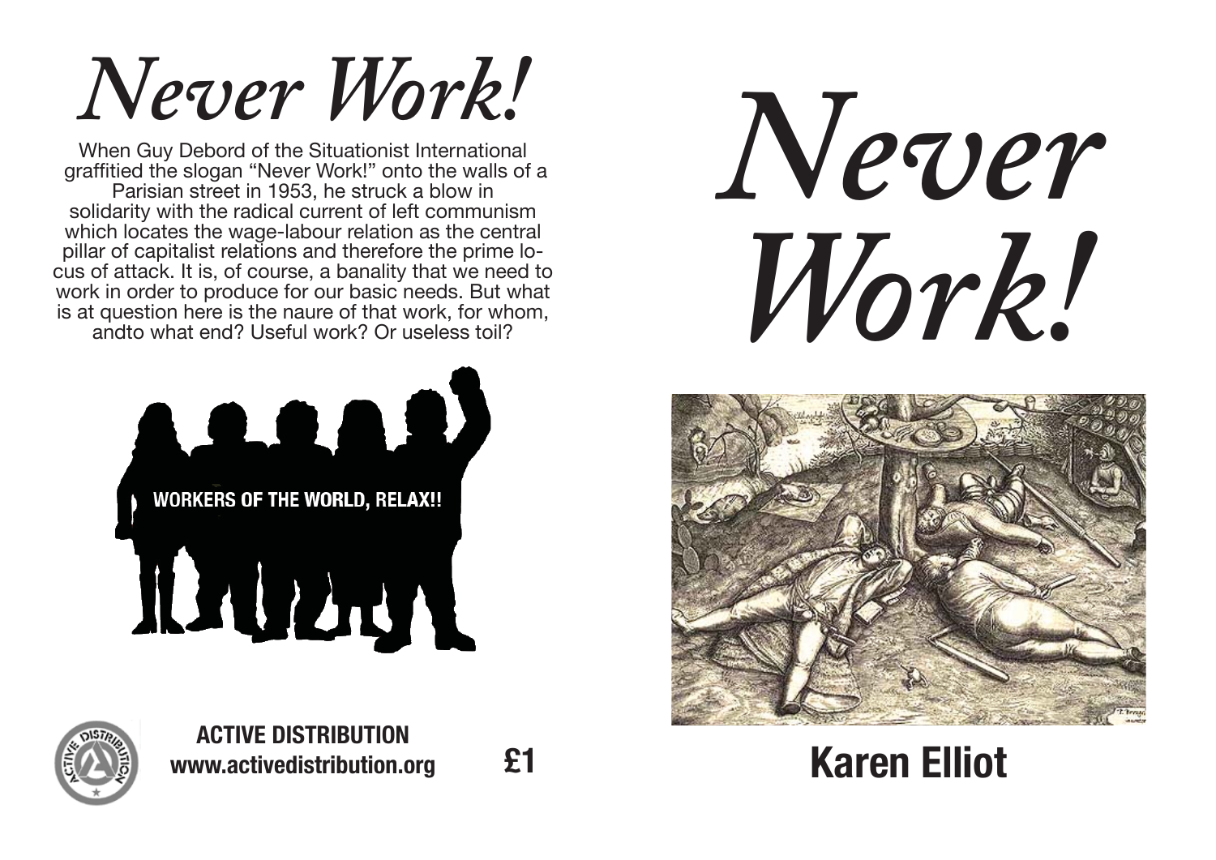# *Never Work!*

When Guy Debord of the Situationist International graffitied the slogan "Never Work!" onto the walls of a Parisian street in 1953, he struck a blow in solidarity with the radical current of left communism which locates the wage-labour relation as the central pillar of capitalist relations and therefore the prime locus of attack. It is, of course, a banality that we need to work in order to produce for our basic needs. But what is at question here is the naure of that work, for whom, andto what end? Useful work? Or useless toil?

WORKERS OF THE WORLD, RELAX!!

**ACTIVE DISTRIBUTION**
**www.activedistribution.org**

**£1**

# *Never Work!*

## Karen Elliot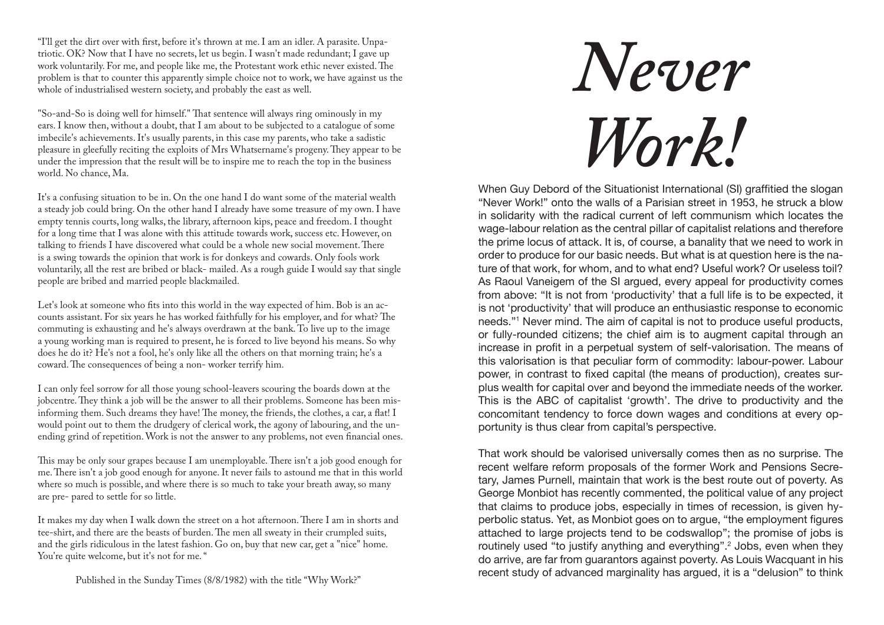"I'll get the dirt over with first, before it's thrown at me. I am an idler. A parasite. Unpatriotic. OK? Now that I have no secrets, let us begin. I wasn't made redundant; I gave up work voluntarily. For me, and people like me, the Protestant work ethic never existed. The problem is that to counter this apparently simple choice not to work, we have against us the whole of industrialised western society, and probably the east as well.

"So-and-So is doing well for himself." That sentence will always ring ominously in my ears. I know then, without a doubt, that I am about to be subjected to a catalogue of some imbecile's achievements. It's usually parents, in this case my parents, who take a sadistic pleasure in gleefully reciting the exploits of Mrs Whatsername's progeny. They appear to be under the impression that the result will be to inspire me to reach the top in the business world. No chance, Ma.

It's a confusing situation to be in. On the one hand I do want some of the material wealth a steady job could bring. On the other hand I already have some treasure of my own. I have empty tennis courts, long walks, the library, afternoon kips, peace and freedom. I thought for a long time that I was alone with this attitude towards work, success etc. However, on talking to friends I have discovered what could be a whole new social movement. There is a swing towards the opinion that work is for donkeys and cowards. Only fools work voluntarily, all the rest are bribed or black- mailed. As a rough guide I would say that single people are bribed and married people blackmailed.

Let's look at someone who fits into this world in the way expected of him. Bob is an accounts assistant. For six years he has worked faithfully for his employer, and for what? The commuting is exhausting and he's always overdrawn at the bank. To live up to the image a young working man is required to present, he is forced to live beyond his means. So why does he do it? He's not a fool, he's only like all the others on that morning train; he's a coward. The consequences of being a non- worker terrify him.

I can only feel sorrow for all those young school-leavers scouring the boards down at the jobcentre. They think a job will be the answer to all their problems. Someone has been misinforming them. Such dreams they have! The money, the friends, the clothes, a car, a flat! I would point out to them the drudgery of clerical work, the agony of labouring, and the unending grind of repetition. Work is not the answer to any problems, not even financial ones.

This may be only sour grapes because I am unemployable. There isn't a job good enough for me. There isn't a job good enough for anyone. It never fails to astound me that in this world where so much is possible, and where there is so much to take your breath away, so many are pre- pared to settle for so little.

It makes my day when I walk down the street on a hot afternoon. There I am in shorts and tee-shirt, and there are the beasts of burden. The men all sweaty in their crumpled suits, and the girls ridiculous in the latest fashion. Go on, buy that new car, get a "nice" home. You're quite welcome, but it's not for me. "

Published in the Sunday Times (8/8/1982) with the title "Why Work?"

# *Never Work!*

When Guy Debord of the Situationist International (SI) graffitied the slogan "Never Work!" onto the walls of a Parisian street in 1953, he struck a blow in solidarity with the radical current of left communism which locates the wage-labour relation as the central pillar of capitalist relations and therefore the prime locus of attack. It is, of course, a banality that we need to work in order to produce for our basic needs. But what is at question here is the nature of that work, for whom, and to what end? Useful work? Or useless toil? As Raoul Vaneigem of the SI argued, every appeal for productivity comes from above: "It is not from 'productivity' that a full life is to be expected, it is not 'productivity' that will produce an enthusiastic response to economic needs."[1] Never mind. The aim of capital is not to produce useful products, or fully-rounded citizens; the chief aim is to augment capital through an increase in profit in a perpetual system of self-valorisation. The means of this valorisation is that peculiar form of commodity: labour-power. Labour power, in contrast to fixed capital (the means of production), creates surplus wealth for capital over and beyond the immediate needs of the worker. This is the ABC of capitalist 'growth'. The drive to productivity and the concomitant tendency to force down wages and conditions at every opportunity is thus clear from capital's perspective.

That work should be valorised universally comes then as no surprise. The recent welfare reform proposals of the former Work and Pensions Secretary, James Purnell, maintain that work is the best route out of poverty. As George Monbiot has recently commented, the political value of any project that claims to produce jobs, especially in times of recession, is given hyperbolic status. Yet, as Monbiot goes on to argue, "the employment figures attached to large projects tend to be codswallop"; the promise of jobs is routinely used "to justify anything and everything".[2] Jobs, even when they do arrive, are far from guarantors against poverty. As Louis Wacquant in his recent study of advanced marginality has argued, it is a "delusion" to think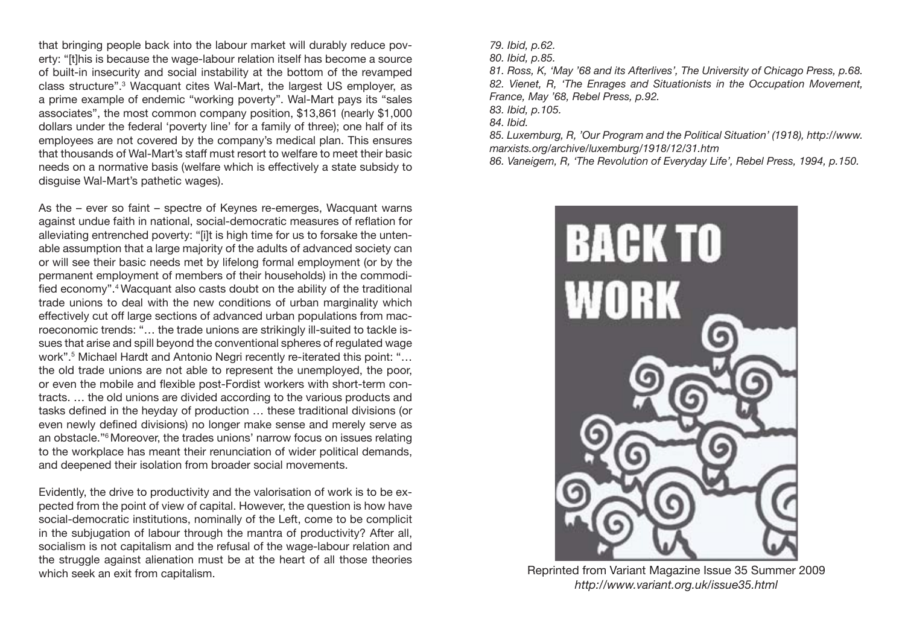that bringing people back into the labour market will durably reduce poverty: "[t]his is because the wage-labour relation itself has become a source of built-in insecurity and social instability at the bottom of the revamped class structure".[3] Wacquant cites Wal-Mart, the largest US employer, as a prime example of endemic "working poverty". Wal-Mart pays its "sales associates", the most common company position, $13,861 (nearly $1,000 dollars under the federal 'poverty line' for a family of three); one half of its employees are not covered by the company's medical plan. This ensures that thousands of Wal-Mart's staff must resort to welfare to meet their basic needs on a normative basis (welfare which is effectively a state subsidy to disguise Wal-Mart's pathetic wages).

As the – ever so faint – spectre of Keynes re-emerges, Wacquant warns against undue faith in national, social-democratic measures of reflation for alleviating entrenched poverty: "[i]t is high time for us to forsake the untenable assumption that a large majority of the adults of advanced society can or will see their basic needs met by lifelong formal employment (or by the permanent employment of members of their households) in the commodified economy".[4] Wacquant also casts doubt on the ability of the traditional trade unions to deal with the new conditions of urban marginality which effectively cut off large sections of advanced urban populations from macroeconomic trends: "… the trade unions are strikingly ill-suited to tackle issues that arise and spill beyond the conventional spheres of regulated wage work".[5] Michael Hardt and Antonio Negri recently re-iterated this point: "… the old trade unions are not able to represent the unemployed, the poor, or even the mobile and flexible post-Fordist workers with short-term contracts. … the old unions are divided according to the various products and tasks defined in the heyday of production … these traditional divisions (or even newly defined divisions) no longer make sense and merely serve as an obstacle."[6] Moreover, the trades unions' narrow focus on issues relating to the workplace has meant their renunciation of wider political demands, and deepened their isolation from broader social movements.

Evidently, the drive to productivity and the valorisation of work is to be expected from the point of view of capital. However, the question is how have social-democratic institutions, nominally of the Left, come to be complicit in the subjugation of labour through the mantra of productivity? After all, socialism is not capitalism and the refusal of the wage-labour relation and the struggle against alienation must be at the heart of all those theories which seek an exit from capitalism.

*79. Ibid, p.62.*
*80. Ibid, p.85.*
*81. Ross, K, 'May '68 and its Afterlives', The University of Chicago Press, p.68.*
*82. Vienet, R, 'The Enrages and Situationists in the Occupation Movement, France, May '68, Rebel Press, p.92.*
*83. Ibid, p.105.*
*84. Ibid.*
*85. Luxemburg, R, 'Our Program and the Political Situation' (1918), http://www.marxists.org/archive/luxemburg/1918/12/31.htm*
*86. Vaneigem, R, 'The Revolution of Everyday Life', Rebel Press, 1994, p.150.*

BACK TO WORK

Reprinted from Variant Magazine Issue 35 Summer 2009
*http://www.variant.org.uk/issue35.html*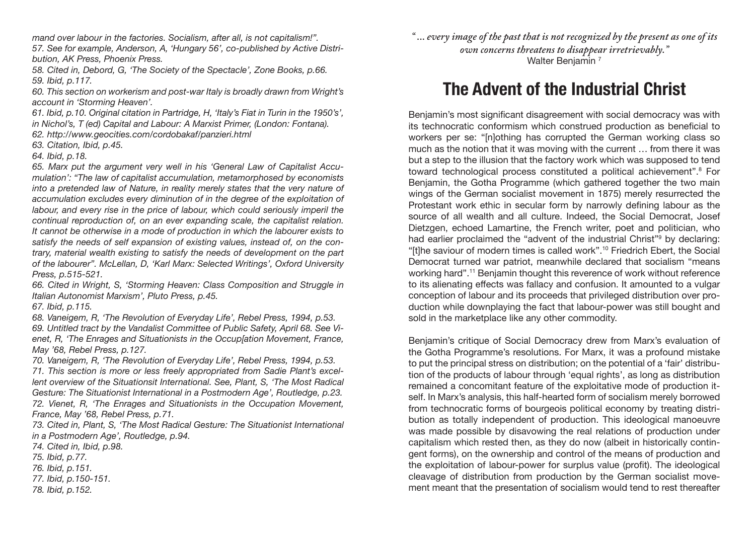*mand over labour in the factories. Socialism, after all, is not capitalism!".*

*57. See for example, Anderson, A, 'Hungary 56', co-published by Active Distribution, AK Press, Phoenix Press.*

*58. Cited in, Debord, G, 'The Society of the Spectacle', Zone Books, p.66.*

*59. Ibid, p.117.*

*60. This section on workerism and post-war Italy is broadly drawn from Wright's account in 'Storming Heaven'.*

*61. Ibid, p.10. Original citation in Partridge, H, 'Italy's Fiat in Turin in the 1950's', in Nichol's, T (ed) Capital and Labour: A Marxist Primer, (London: Fontana).*

*62. http://www.geocities.com/cordobakaf/panzieri.html*

*63. Citation, Ibid, p.45.*

*64. Ibid, p.18.*

*65. Marx put the argument very well in his 'General Law of Capitalist Accumulation': "The law of capitalist accumulation, metamorphosed by economists into a pretended law of Nature, in reality merely states that the very nature of accumulation excludes every diminution of in the degree of the exploitation of labour, and every rise in the price of labour, which could seriously imperil the continual reproduction of, on an ever expanding scale, the capitalist relation. It cannot be otherwise in a mode of production in which the labourer exists to satisfy the needs of self expansion of existing values, instead of, on the contrary, material wealth existing to satisfy the needs of development on the part of the labourer". McLellan, D, 'Karl Marx: Selected Writings', Oxford University Press, p.515-521.*

*66. Cited in Wright, S, 'Storming Heaven: Class Composition and Struggle in Italian Autonomist Marxism', Pluto Press, p.45.*

*67. Ibid, p.115.*

*68. Vaneigem, R, 'The Revolution of Everyday Life', Rebel Press, 1994, p.53.*

*69. Untitled tract by the Vandalist Committee of Public Safety, April 68. See Vienet, R, 'The Enrages and Situationists in the Occup[ation Movement, France, May '68, Rebel Press, p.127.*

*70. Vaneigem, R, 'The Revolution of Everyday Life', Rebel Press, 1994, p.53.*

*71. This section is more or less freely appropriated from Sadie Plant's excellent overview of the Situationsit International. See, Plant, S, 'The Most Radical Gesture: The Situationist International in a Postmodern Age', Routledge, p.23.*

*72. Vienet, R, 'The Enrages and Situationists in the Occupation Movement, France, May '68, Rebel Press, p.71.*

*73. Cited in, Plant, S, 'The Most Radical Gesture: The Situationist International in a Postmodern Age', Routledge, p.94.*

*74. Cited in, Ibid, p.98.*

*75. Ibid, p.77.*

*76. Ibid, p.151.*

*77. Ibid, p.150-151.*

*78. Ibid, p.152.*

*"... every image of the past that is not recognized by the present as one of its own concerns threatens to disappear irretrievably."*
Walter Benjamin [7]

## The Advent of the Industrial Christ

Benjamin's most significant disagreement with social democracy was with its technocratic conformism which construed production as beneficial to workers per se: "[n]othing has corrupted the German working class so much as the notion that it was moving with the current … from there it was but a step to the illusion that the factory work which was supposed to tend toward technological process constituted a political achievement".[8] For Benjamin, the Gotha Programme (which gathered together the two main wings of the German socialist movement in 1875) merely resurrected the Protestant work ethic in secular form by narrowly defining labour as the source of all wealth and all culture. Indeed, the Social Democrat, Josef Dietzgen, echoed Lamartine, the French writer, poet and politician, who had earlier proclaimed the "advent of the industrial Christ"[9] by declaring: "[t]he saviour of modern times is called work".[10] Friedrich Ebert, the Social Democrat turned war patriot, meanwhile declared that socialism "means working hard".[11] Benjamin thought this reverence of work without reference to its alienating effects was fallacy and confusion. It amounted to a vulgar conception of labour and its proceeds that privileged distribution over production while downplaying the fact that labour-power was still bought and sold in the marketplace like any other commodity.

Benjamin's critique of Social Democracy drew from Marx's evaluation of the Gotha Programme's resolutions. For Marx, it was a profound mistake to put the principal stress on distribution; on the potential of a 'fair' distribution of the products of labour through 'equal rights', as long as distribution remained a concomitant feature of the exploitative mode of production itself. In Marx's analysis, this half-hearted form of socialism merely borrowed from technocratic forms of bourgeois political economy by treating distribution as totally independent of production. This ideological manoeuvre was made possible by disavowing the real relations of production under capitalism which rested then, as they do now (albeit in historically contingent forms), on the ownership and control of the means of production and the exploitation of labour-power for surplus value (profit). The ideological cleavage of distribution from production by the German socialist movement meant that the presentation of socialism would tend to rest thereafter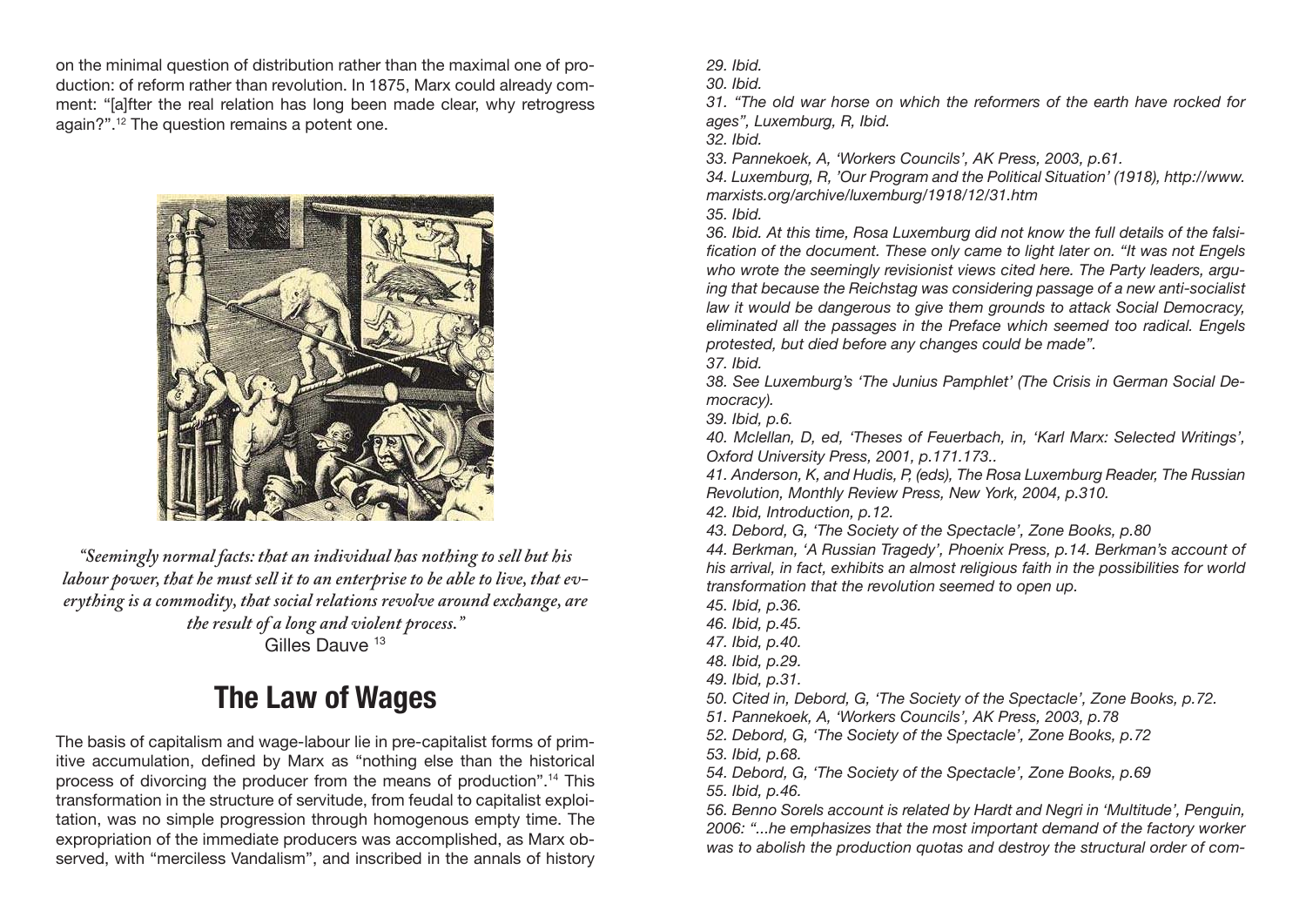on the minimal question of distribution rather than the maximal one of production: of reform rather than revolution. In 1875, Marx could already comment: "[a]fter the real relation has long been made clear, why retrogress again?".[12] The question remains a potent one.

*"Seemingly normal facts: that an individual has nothing to sell but his labour power, that he must sell it to an enterprise to be able to live, that everything is a commodity, that social relations revolve around exchange, are the result of a long and violent process."*
Gilles Dauve [13]

## The Law of Wages

The basis of capitalism and wage-labour lie in pre-capitalist forms of primitive accumulation, defined by Marx as "nothing else than the historical process of divorcing the producer from the means of production".[14] This transformation in the structure of servitude, from feudal to capitalist exploitation, was no simple progression through homogenous empty time. The expropriation of the immediate producers was accomplished, as Marx observed, with "merciless Vandalism", and inscribed in the annals of history

*29. Ibid.*

*30. Ibid.*

*31. "The old war horse on which the reformers of the earth have rocked for ages", Luxemburg, R, Ibid.*

*32. Ibid.*

*33. Pannekoek, A, 'Workers Councils', AK Press, 2003, p.61.*

*34. Luxemburg, R, 'Our Program and the Political Situation' (1918), http://www.marxists.org/archive/luxemburg/1918/12/31.htm*

*35. Ibid.*

*36. Ibid. At this time, Rosa Luxemburg did not know the full details of the falsification of the document. These only came to light later on. "It was not Engels who wrote the seemingly revisionist views cited here. The Party leaders, arguing that because the Reichstag was considering passage of a new anti-socialist law it would be dangerous to give them grounds to attack Social Democracy, eliminated all the passages in the Preface which seemed too radical. Engels protested, but died before any changes could be made".*

*37. Ibid.*

*38. See Luxemburg's 'The Junius Pamphlet' (The Crisis in German Social Democracy).*

*39. Ibid, p.6.*

*40. Mclellan, D, ed, 'Theses of Feuerbach, in, 'Karl Marx: Selected Writings', Oxford University Press, 2001, p.171.173..*

*41. Anderson, K, and Hudis, P, (eds), The Rosa Luxemburg Reader, The Russian Revolution, Monthly Review Press, New York, 2004, p.310.*

*42. Ibid, Introduction, p.12.*

*43. Debord, G, 'The Society of the Spectacle', Zone Books, p.80*

*44. Berkman, 'A Russian Tragedy', Phoenix Press, p.14. Berkman's account of his arrival, in fact, exhibits an almost religious faith in the possibilities for world transformation that the revolution seemed to open up.*

*45. Ibid, p.36.*

*46. Ibid, p.45.*

*47. Ibid, p.40.*

*48. Ibid, p.29.*

*49. Ibid, p.31.*

*50. Cited in, Debord, G, 'The Society of the Spectacle', Zone Books, p.72.*

*51. Pannekoek, A, 'Workers Councils', AK Press, 2003, p.78*

*52. Debord, G, 'The Society of the Spectacle', Zone Books, p.72*

*53. Ibid, p.68.*

*54. Debord, G, 'The Society of the Spectacle', Zone Books, p.69*

*55. Ibid, p.46.*

*56. Benno Sorels account is related by Hardt and Negri in 'Multitude', Penguin, 2006: "...he emphasizes that the most important demand of the factory worker was to abolish the production quotas and destroy the structural order of com-*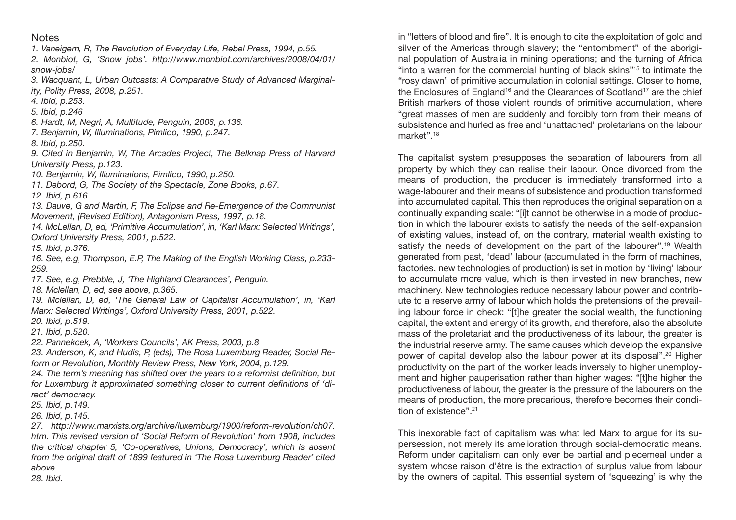## Notes

*1. Vaneigem, R, The Revolution of Everyday Life, Rebel Press, 1994, p.55.*

*2. Monbiot, G, 'Snow jobs'. http://www.monbiot.com/archives/2008/04/01/snow-jobs/*

*3. Wacquant, L, Urban Outcasts: A Comparative Study of Advanced Marginality, Polity Press, 2008, p.251.*

*4. Ibid, p.253.*

*5. Ibid, p.246*

*6. Hardt, M, Negri, A, Multitude, Penguin, 2006, p.136.*

*7. Benjamin, W, Illuminations, Pimlico, 1990, p.247.*

*8. Ibid, p.250.*

*9. Cited in Benjamin, W, The Arcades Project, The Belknap Press of Harvard University Press, p.123.*

*10. Benjamin, W, Illuminations, Pimlico, 1990, p.250.*

*11. Debord, G, The Society of the Spectacle, Zone Books, p.67.*

*12. Ibid, p.616.*

*13. Dauve, G and Martin, F, The Eclipse and Re-Emergence of the Communist Movement, (Revised Edition), Antagonism Press, 1997, p.18.*

*14. McLellan, D, ed, 'Primitive Accumulation', in, 'Karl Marx: Selected Writings', Oxford University Press, 2001, p.522.*

*15. Ibid, p.376.*

*16. See, e.g, Thompson, E.P, The Making of the English Working Class, p.233-259.*

*17. See, e.g, Prebble, J, 'The Highland Clearances', Penguin.*

*18. Mclellan, D, ed, see above, p.365.*

*19. Mclellan, D, ed, 'The General Law of Capitalist Accumulation', in, 'Karl Marx: Selected Writings', Oxford University Press, 2001, p.522.*

*20. Ibid, p.519.*

*21. Ibid, p.520.*

*22. Pannekoek, A, 'Workers Councils', AK Press, 2003, p.8*

*23. Anderson, K, and Hudis, P, (eds), The Rosa Luxemburg Reader, Social Reform or Revolution, Monthly Review Press, New York, 2004, p.129.*

*24. The term's meaning has shifted over the years to a reformist definition, but for Luxemburg it approximated something closer to current definitions of 'direct' democracy.*

*25. Ibid, p.149.*

*26. Ibid, p.145.*

*27. http://www.marxists.org/archive/luxemburg/1900/reform-revolution/ch07.htm. This revised version of 'Social Reform of Revolution' from 1908, includes the critical chapter 5, 'Co-operatives, Unions, Democracy', which is absent from the original draft of 1899 featured in 'The Rosa Luxemburg Reader' cited above.*

*28. Ibid.*

in "letters of blood and fire". It is enough to cite the exploitation of gold and silver of the Americas through slavery; the "entombment" of the aboriginal population of Australia in mining operations; and the turning of Africa "into a warren for the commercial hunting of black skins"[15] to intimate the "rosy dawn" of primitive accumulation in colonial settings. Closer to home, the Enclosures of England[16] and the Clearances of Scotland[17] are the chief British markers of those violent rounds of primitive accumulation, where "great masses of men are suddenly and forcibly torn from their means of subsistence and hurled as free and 'unattached' proletarians on the labour market".[18]

The capitalist system presupposes the separation of labourers from all property by which they can realise their labour. Once divorced from the means of production, the producer is immediately transformed into a wage-labourer and their means of subsistence and production transformed into accumulated capital. This then reproduces the original separation on a continually expanding scale: "[i]t cannot be otherwise in a mode of production in which the labourer exists to satisfy the needs of the self-expansion of existing values, instead of, on the contrary, material wealth existing to satisfy the needs of development on the part of the labourer".[19] Wealth generated from past, 'dead' labour (accumulated in the form of machines, factories, new technologies of production) is set in motion by 'living' labour to accumulate more value, which is then invested in new branches, new machinery. New technologies reduce necessary labour power and contribute to a reserve army of labour which holds the pretensions of the prevailing labour force in check: "[t]he greater the social wealth, the functioning capital, the extent and energy of its growth, and therefore, also the absolute mass of the proletariat and the productiveness of its labour, the greater is the industrial reserve army. The same causes which develop the expansive power of capital develop also the labour power at its disposal".[20] Higher productivity on the part of the worker leads inversely to higher unemployment and higher pauperisation rather than higher wages: "[t]he higher the productiveness of labour, the greater is the pressure of the labourers on the means of production, the more precarious, therefore becomes their condition of existence".[21]

This inexorable fact of capitalism was what led Marx to argue for its supersession, not merely its amelioration through social-democratic means. Reform under capitalism can only ever be partial and piecemeal under a system whose raison d'être is the extraction of surplus value from labour by the owners of capital. This essential system of 'squeezing' is why the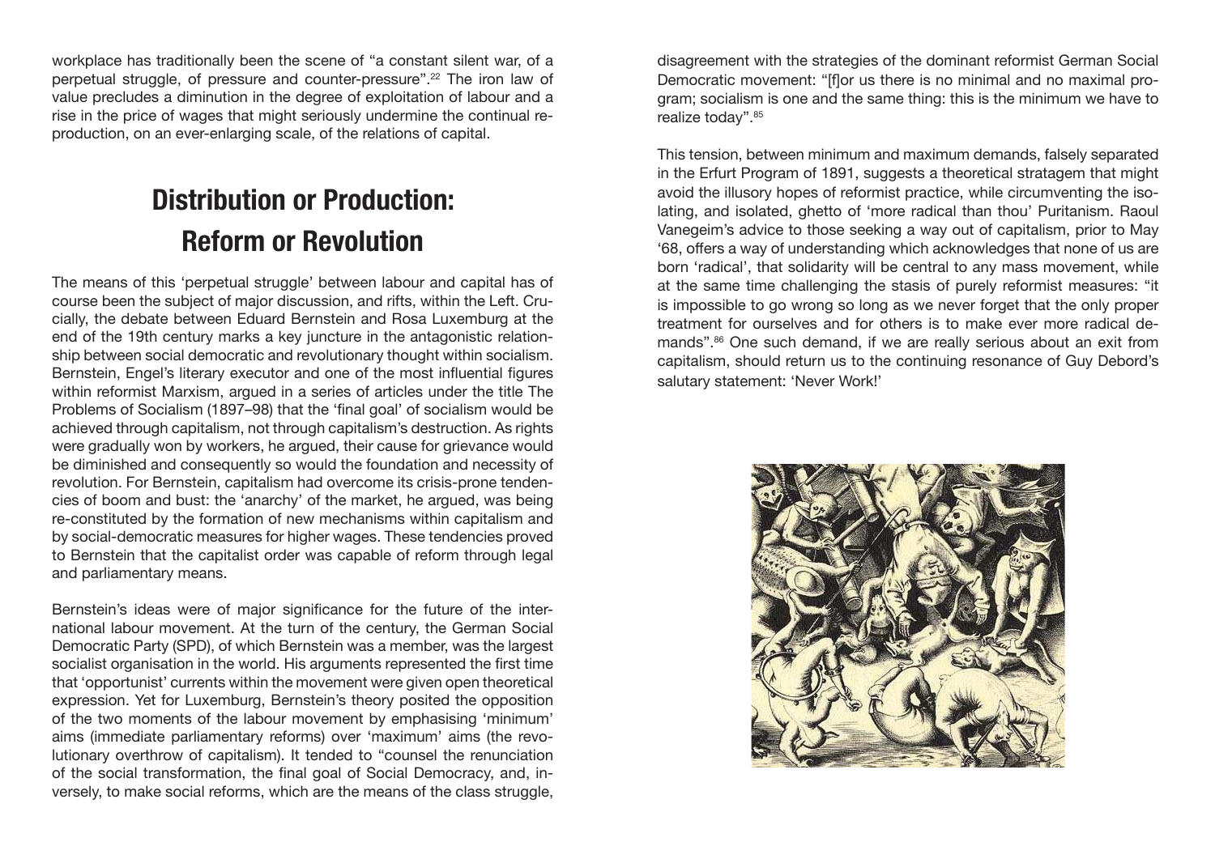workplace has traditionally been the scene of "a constant silent war, of a perpetual struggle, of pressure and counter-pressure".[22] The iron law of value precludes a diminution in the degree of exploitation of labour and a rise in the price of wages that might seriously undermine the continual reproduction, on an ever-enlarging scale, of the relations of capital.

## Distribution or Production: Reform or Revolution

The means of this 'perpetual struggle' between labour and capital has of course been the subject of major discussion, and rifts, within the Left. Crucially, the debate between Eduard Bernstein and Rosa Luxemburg at the end of the 19th century marks a key juncture in the antagonistic relationship between social democratic and revolutionary thought within socialism. Bernstein, Engel's literary executor and one of the most influential figures within reformist Marxism, argued in a series of articles under the title The Problems of Socialism (1897–98) that the 'final goal' of socialism would be achieved through capitalism, not through capitalism's destruction. As rights were gradually won by workers, he argued, their cause for grievance would be diminished and consequently so would the foundation and necessity of revolution. For Bernstein, capitalism had overcome its crisis-prone tendencies of boom and bust: the 'anarchy' of the market, he argued, was being re-constituted by the formation of new mechanisms within capitalism and by social-democratic measures for higher wages. These tendencies proved to Bernstein that the capitalist order was capable of reform through legal and parliamentary means.

Bernstein's ideas were of major significance for the future of the international labour movement. At the turn of the century, the German Social Democratic Party (SPD), of which Bernstein was a member, was the largest socialist organisation in the world. His arguments represented the first time that 'opportunist' currents within the movement were given open theoretical expression. Yet for Luxemburg, Bernstein's theory posited the opposition of the two moments of the labour movement by emphasising 'minimum' aims (immediate parliamentary reforms) over 'maximum' aims (the revolutionary overthrow of capitalism). It tended to "counsel the renunciation of the social transformation, the final goal of Social Democracy, and, inversely, to make social reforms, which are the means of the class struggle, disagreement with the strategies of the dominant reformist German Social Democratic movement: "[f]or us there is no minimal and no maximal program; socialism is one and the same thing: this is the minimum we have to realize today".[85]

This tension, between minimum and maximum demands, falsely separated in the Erfurt Program of 1891, suggests a theoretical stratagem that might avoid the illusory hopes of reformist practice, while circumventing the isolating, and isolated, ghetto of 'more radical than thou' Puritanism. Raoul Vanegeim's advice to those seeking a way out of capitalism, prior to May '68, offers a way of understanding which acknowledges that none of us are born 'radical', that solidarity will be central to any mass movement, while at the same time challenging the stasis of purely reformist measures: "it is impossible to go wrong so long as we never forget that the only proper treatment for ourselves and for others is to make ever more radical demands".[86] One such demand, if we are really serious about an exit from capitalism, should return us to the continuing resonance of Guy Debord's salutary statement: 'Never Work!'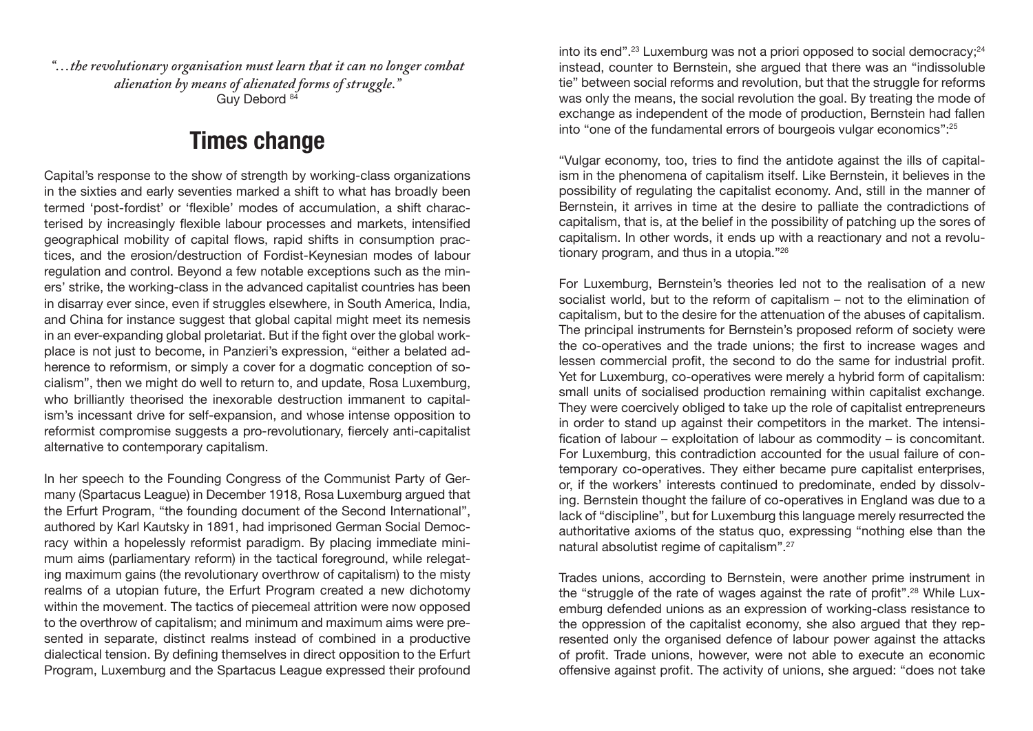*"…the revolutionary organisation must learn that it can no longer combat alienation by means of alienated forms of struggle."*
Guy Debord [84]

## Times change

Capital's response to the show of strength by working-class organizations in the sixties and early seventies marked a shift to what has broadly been termed 'post-fordist' or 'flexible' modes of accumulation, a shift characterised by increasingly flexible labour processes and markets, intensified geographical mobility of capital flows, rapid shifts in consumption practices, and the erosion/destruction of Fordist-Keynesian modes of labour regulation and control. Beyond a few notable exceptions such as the miners' strike, the working-class in the advanced capitalist countries has been in disarray ever since, even if struggles elsewhere, in South America, India, and China for instance suggest that global capital might meet its nemesis in an ever-expanding global proletariat. But if the fight over the global workplace is not just to become, in Panzieri's expression, "either a belated adherence to reformism, or simply a cover for a dogmatic conception of socialism", then we might do well to return to, and update, Rosa Luxemburg, who brilliantly theorised the inexorable destruction immanent to capitalism's incessant drive for self-expansion, and whose intense opposition to reformist compromise suggests a pro-revolutionary, fiercely anti-capitalist alternative to contemporary capitalism.

In her speech to the Founding Congress of the Communist Party of Germany (Spartacus League) in December 1918, Rosa Luxemburg argued that the Erfurt Program, "the founding document of the Second International", authored by Karl Kautsky in 1891, had imprisoned German Social Democracy within a hopelessly reformist paradigm. By placing immediate minimum aims (parliamentary reform) in the tactical foreground, while relegating maximum gains (the revolutionary overthrow of capitalism) to the misty realms of a utopian future, the Erfurt Program created a new dichotomy within the movement. The tactics of piecemeal attrition were now opposed to the overthrow of capitalism; and minimum and maximum aims were presented in separate, distinct realms instead of combined in a productive dialectical tension. By defining themselves in direct opposition to the Erfurt Program, Luxemburg and the Spartacus League expressed their profound into its end".[23] Luxemburg was not a priori opposed to social democracy;[24] instead, counter to Bernstein, she argued that there was an "indissoluble tie" between social reforms and revolution, but that the struggle for reforms was only the means, the social revolution the goal. By treating the mode of exchange as independent of the mode of production, Bernstein had fallen into "one of the fundamental errors of bourgeois vulgar economics":[25]

"Vulgar economy, too, tries to find the antidote against the ills of capitalism in the phenomena of capitalism itself. Like Bernstein, it believes in the possibility of regulating the capitalist economy. And, still in the manner of Bernstein, it arrives in time at the desire to palliate the contradictions of capitalism, that is, at the belief in the possibility of patching up the sores of capitalism. In other words, it ends up with a reactionary and not a revolutionary program, and thus in a utopia."[26]

For Luxemburg, Bernstein's theories led not to the realisation of a new socialist world, but to the reform of capitalism – not to the elimination of capitalism, but to the desire for the attenuation of the abuses of capitalism. The principal instruments for Bernstein's proposed reform of society were the co-operatives and the trade unions; the first to increase wages and lessen commercial profit, the second to do the same for industrial profit. Yet for Luxemburg, co-operatives were merely a hybrid form of capitalism: small units of socialised production remaining within capitalist exchange. They were coercively obliged to take up the role of capitalist entrepreneurs in order to stand up against their competitors in the market. The intensification of labour – exploitation of labour as commodity – is concomitant. For Luxemburg, this contradiction accounted for the usual failure of contemporary co-operatives. They either became pure capitalist enterprises, or, if the workers' interests continued to predominate, ended by dissolving. Bernstein thought the failure of co-operatives in England was due to a lack of "discipline", but for Luxemburg this language merely resurrected the authoritative axioms of the status quo, expressing "nothing else than the natural absolutist regime of capitalism".[27]

Trades unions, according to Bernstein, were another prime instrument in the "struggle of the rate of wages against the rate of profit".[28] While Luxemburg defended unions as an expression of working-class resistance to the oppression of the capitalist economy, she also argued that they represented only the organised defence of labour power against the attacks of profit. Trade unions, however, were not able to execute an economic offensive against profit. The activity of unions, she argued: "does not take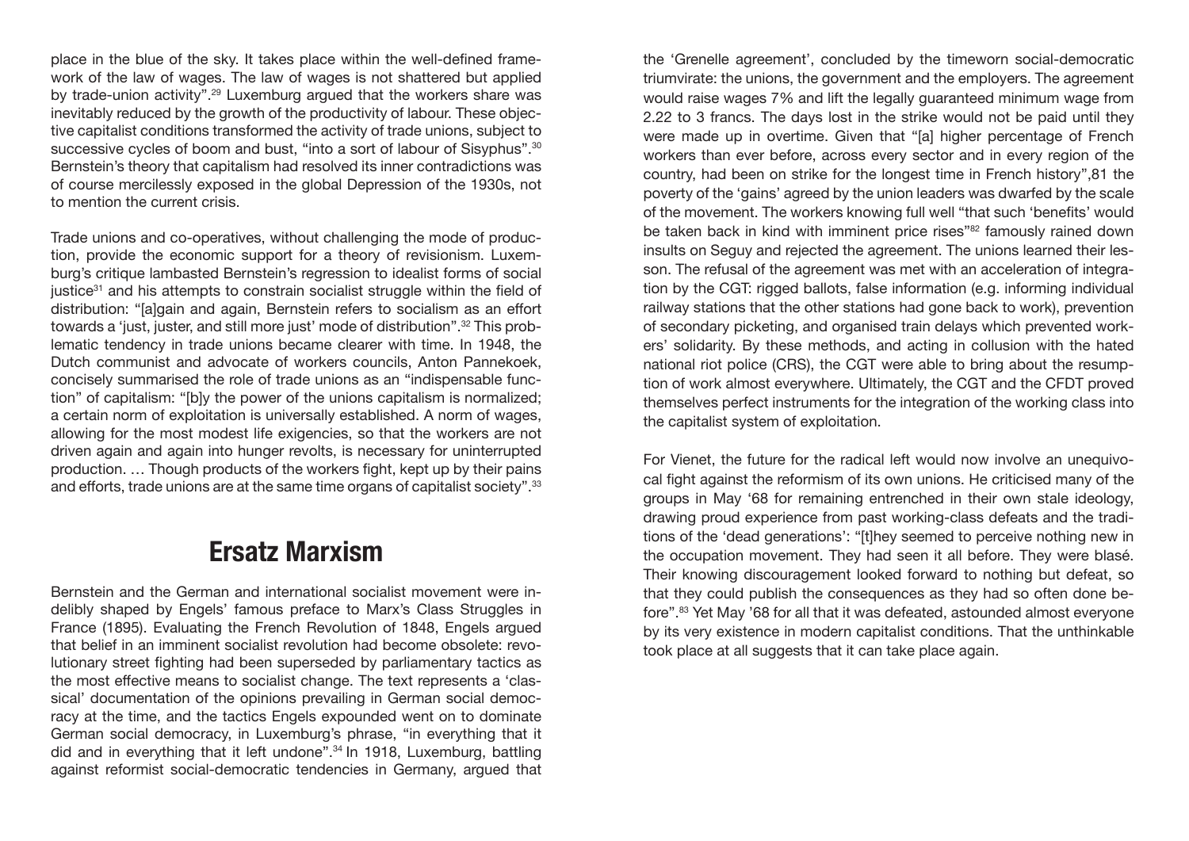place in the blue of the sky. It takes place within the well-defined framework of the law of wages. The law of wages is not shattered but applied by trade-union activity".[29] Luxemburg argued that the workers share was inevitably reduced by the growth of the productivity of labour. These objective capitalist conditions transformed the activity of trade unions, subject to successive cycles of boom and bust, "into a sort of labour of Sisyphus".[30] Bernstein's theory that capitalism had resolved its inner contradictions was of course mercilessly exposed in the global Depression of the 1930s, not to mention the current crisis.

Trade unions and co-operatives, without challenging the mode of production, provide the economic support for a theory of revisionism. Luxemburg's critique lambasted Bernstein's regression to idealist forms of social justice[31] and his attempts to constrain socialist struggle within the field of distribution: "[a]gain and again, Bernstein refers to socialism as an effort towards a 'just, juster, and still more just' mode of distribution".[32] This problematic tendency in trade unions became clearer with time. In 1948, the Dutch communist and advocate of workers councils, Anton Pannekoek, concisely summarised the role of trade unions as an "indispensable function" of capitalism: "[b]y the power of the unions capitalism is normalized; a certain norm of exploitation is universally established. A norm of wages, allowing for the most modest life exigencies, so that the workers are not driven again and again into hunger revolts, is necessary for uninterrupted production. … Though products of the workers fight, kept up by their pains and efforts, trade unions are at the same time organs of capitalist society".[33]

## Ersatz Marxism

Bernstein and the German and international socialist movement were indelibly shaped by Engels' famous preface to Marx's Class Struggles in France (1895). Evaluating the French Revolution of 1848, Engels argued that belief in an imminent socialist revolution had become obsolete: revolutionary street fighting had been superseded by parliamentary tactics as the most effective means to socialist change. The text represents a 'classical' documentation of the opinions prevailing in German social democracy at the time, and the tactics Engels expounded went on to dominate German social democracy, in Luxemburg's phrase, "in everything that it did and in everything that it left undone".[34] In 1918, Luxemburg, battling against reformist social-democratic tendencies in Germany, argued that

the 'Grenelle agreement', concluded by the timeworn social-democratic triumvirate: the unions, the government and the employers. The agreement would raise wages 7% and lift the legally guaranteed minimum wage from 2.22 to 3 francs. The days lost in the strike would not be paid until they were made up in overtime. Given that "[a] higher percentage of French workers than ever before, across every sector and in every region of the country, had been on strike for the longest time in French history",81 the poverty of the 'gains' agreed by the union leaders was dwarfed by the scale of the movement. The workers knowing full well "that such 'benefits' would be taken back in kind with imminent price rises"[82] famously rained down insults on Seguy and rejected the agreement. The unions learned their lesson. The refusal of the agreement was met with an acceleration of integration by the CGT: rigged ballots, false information (e.g. informing individual railway stations that the other stations had gone back to work), prevention of secondary picketing, and organised train delays which prevented workers' solidarity. By these methods, and acting in collusion with the hated national riot police (CRS), the CGT were able to bring about the resumption of work almost everywhere. Ultimately, the CGT and the CFDT proved themselves perfect instruments for the integration of the working class into the capitalist system of exploitation.

For Vienet, the future for the radical left would now involve an unequivocal fight against the reformism of its own unions. He criticised many of the groups in May '68 for remaining entrenched in their own stale ideology, drawing proud experience from past working-class defeats and the traditions of the 'dead generations': "[t]hey seemed to perceive nothing new in the occupation movement. They had seen it all before. They were blasé. Their knowing discouragement looked forward to nothing but defeat, so that they could publish the consequences as they had so often done before".[83] Yet May '68 for all that it was defeated, astounded almost everyone by its very existence in modern capitalist conditions. That the unthinkable took place at all suggests that it can take place again.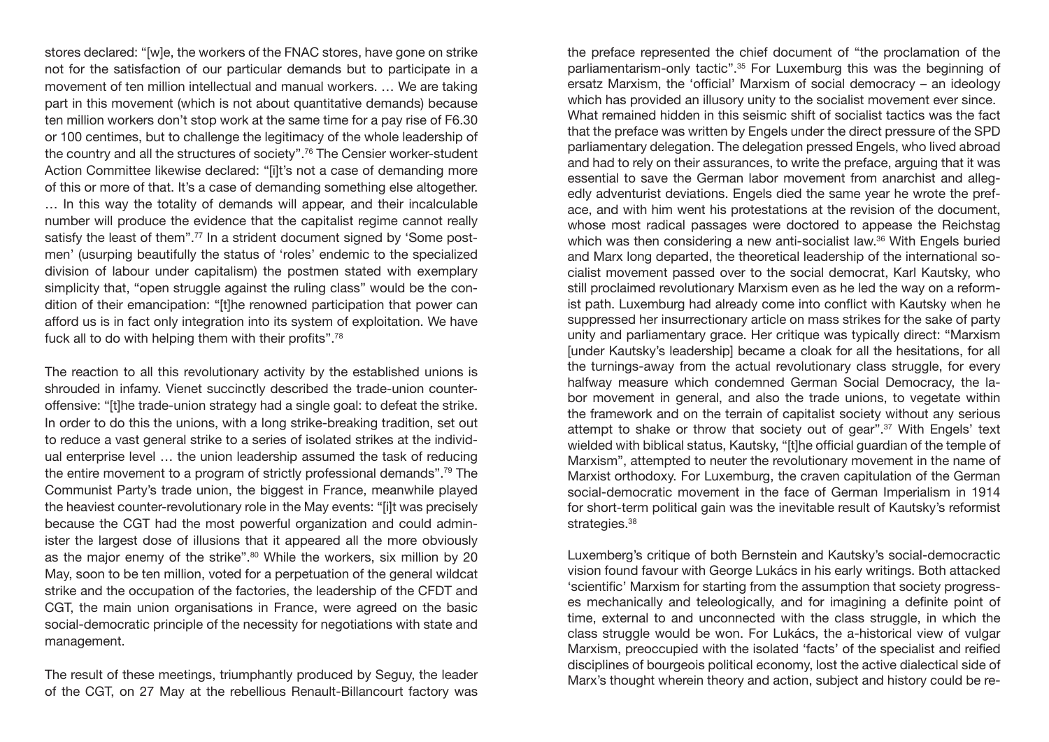stores declared: "[w]e, the workers of the FNAC stores, have gone on strike not for the satisfaction of our particular demands but to participate in a movement of ten million intellectual and manual workers. … We are taking part in this movement (which is not about quantitative demands) because ten million workers don't stop work at the same time for a pay rise of F6.30 or 100 centimes, but to challenge the legitimacy of the whole leadership of the country and all the structures of society".[76] The Censier worker-student Action Committee likewise declared: "[i]t's not a case of demanding more of this or more of that. It's a case of demanding something else altogether. … In this way the totality of demands will appear, and their incalculable number will produce the evidence that the capitalist regime cannot really satisfy the least of them".[77] In a strident document signed by 'Some postmen' (usurping beautifully the status of 'roles' endemic to the specialized division of labour under capitalism) the postmen stated with exemplary simplicity that, "open struggle against the ruling class" would be the condition of their emancipation: "[t]he renowned participation that power can afford us is in fact only integration into its system of exploitation. We have fuck all to do with helping them with their profits".[78]

The reaction to all this revolutionary activity by the established unions is shrouded in infamy. Vienet succinctly described the trade-union counter-offensive: "[t]he trade-union strategy had a single goal: to defeat the strike. In order to do this the unions, with a long strike-breaking tradition, set out to reduce a vast general strike to a series of isolated strikes at the individual enterprise level … the union leadership assumed the task of reducing the entire movement to a program of strictly professional demands".[79] The Communist Party's trade union, the biggest in France, meanwhile played the heaviest counter-revolutionary role in the May events: "[i]t was precisely because the CGT had the most powerful organization and could administer the largest dose of illusions that it appeared all the more obviously as the major enemy of the strike".[80] While the workers, six million by 20 May, soon to be ten million, voted for a perpetuation of the general wildcat strike and the occupation of the factories, the leadership of the CFDT and CGT, the main union organisations in France, were agreed on the basic social-democratic principle of the necessity for negotiations with state and management.

The result of these meetings, triumphantly produced by Seguy, the leader of the CGT, on 27 May at the rebellious Renault-Billancourt factory was

the preface represented the chief document of "the proclamation of the parliamentarism-only tactic".[35] For Luxemburg this was the beginning of ersatz Marxism, the 'official' Marxism of social democracy – an ideology which has provided an illusory unity to the socialist movement ever since. What remained hidden in this seismic shift of socialist tactics was the fact that the preface was written by Engels under the direct pressure of the SPD parliamentary delegation. The delegation pressed Engels, who lived abroad and had to rely on their assurances, to write the preface, arguing that it was essential to save the German labor movement from anarchist and allegedly adventurist deviations. Engels died the same year he wrote the preface, and with him went his protestations at the revision of the document, whose most radical passages were doctored to appease the Reichstag which was then considering a new anti-socialist law.[36] With Engels buried and Marx long departed, the theoretical leadership of the international socialist movement passed over to the social democrat, Karl Kautsky, who still proclaimed revolutionary Marxism even as he led the way on a reformist path. Luxemburg had already come into conflict with Kautsky when he suppressed her insurrectionary article on mass strikes for the sake of party unity and parliamentary grace. Her critique was typically direct: "Marxism [under Kautsky's leadership] became a cloak for all the hesitations, for all the turnings-away from the actual revolutionary class struggle, for every halfway measure which condemned German Social Democracy, the labor movement in general, and also the trade unions, to vegetate within the framework and on the terrain of capitalist society without any serious attempt to shake or throw that society out of gear".[37] With Engels' text wielded with biblical status, Kautsky, "[t]he official guardian of the temple of Marxism", attempted to neuter the revolutionary movement in the name of Marxist orthodoxy. For Luxemburg, the craven capitulation of the German social-democratic movement in the face of German Imperialism in 1914 for short-term political gain was the inevitable result of Kautsky's reformist strategies.[38]

Luxemberg's critique of both Bernstein and Kautsky's social-democractic vision found favour with George Lukács in his early writings. Both attacked 'scientific' Marxism for starting from the assumption that society progresses mechanically and teleologically, and for imagining a definite point of time, external to and unconnected with the class struggle, in which the class struggle would be won. For Lukács, the a-historical view of vulgar Marxism, preoccupied with the isolated 'facts' of the specialist and reified disciplines of bourgeois political economy, lost the active dialectical side of Marx's thought wherein theory and action, subject and history could be re-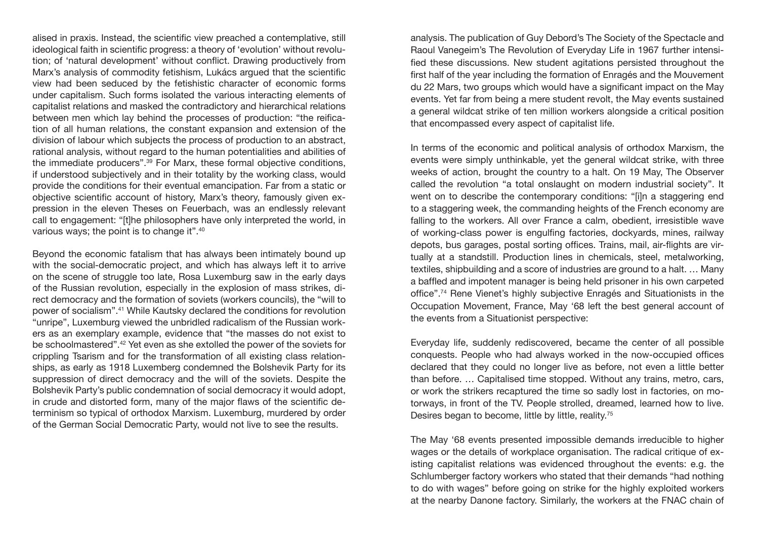alised in praxis. Instead, the scientific view preached a contemplative, still ideological faith in scientific progress: a theory of 'evolution' without revolution; of 'natural development' without conflict. Drawing productively from Marx's analysis of commodity fetishism, Lukács argued that the scientific view had been seduced by the fetishistic character of economic forms under capitalism. Such forms isolated the various interacting elements of capitalist relations and masked the contradictory and hierarchical relations between men which lay behind the processes of production: "the reification of all human relations, the constant expansion and extension of the division of labour which subjects the process of production to an abstract, rational analysis, without regard to the human potentialities and abilities of the immediate producers".[39] For Marx, these formal objective conditions, if understood subjectively and in their totality by the working class, would provide the conditions for their eventual emancipation. Far from a static or objective scientific account of history, Marx's theory, famously given expression in the eleven Theses on Feuerbach, was an endlessly relevant call to engagement: "[t]he philosophers have only interpreted the world, in various ways; the point is to change it".[40]

Beyond the economic fatalism that has always been intimately bound up with the social-democratic project, and which has always left it to arrive on the scene of struggle too late, Rosa Luxemburg saw in the early days of the Russian revolution, especially in the explosion of mass strikes, direct democracy and the formation of soviets (workers councils), the "will to power of socialism".[41] While Kautsky declared the conditions for revolution "unripe", Luxemburg viewed the unbridled radicalism of the Russian workers as an exemplary example, evidence that "the masses do not exist to be schoolmastered".[42] Yet even as she extolled the power of the soviets for crippling Tsarism and for the transformation of all existing class relationships, as early as 1918 Luxemberg condemned the Bolshevik Party for its suppression of direct democracy and the will of the soviets. Despite the Bolshevik Party's public condemnation of social democracy it would adopt, in crude and distorted form, many of the major flaws of the scientific determinism so typical of orthodox Marxism. Luxemburg, murdered by order of the German Social Democratic Party, would not live to see the results.

analysis. The publication of Guy Debord's The Society of the Spectacle and Raoul Vanegeim's The Revolution of Everyday Life in 1967 further intensified these discussions. New student agitations persisted throughout the first half of the year including the formation of Enragés and the Mouvement du 22 Mars, two groups which would have a significant impact on the May events. Yet far from being a mere student revolt, the May events sustained a general wildcat strike of ten million workers alongside a critical position that encompassed every aspect of capitalist life.

In terms of the economic and political analysis of orthodox Marxism, the events were simply unthinkable, yet the general wildcat strike, with three weeks of action, brought the country to a halt. On 19 May, The Observer called the revolution "a total onslaught on modern industrial society". It went on to describe the contemporary conditions: "[i]n a staggering end to a staggering week, the commanding heights of the French economy are falling to the workers. All over France a calm, obedient, irresistible wave of working-class power is engulfing factories, dockyards, mines, railway depots, bus garages, postal sorting offices. Trains, mail, air-flights are virtually at a standstill. Production lines in chemicals, steel, metalworking, textiles, shipbuilding and a score of industries are ground to a halt. … Many a baffled and impotent manager is being held prisoner in his own carpeted office".[74] Rene Vienet's highly subjective Enragés and Situationists in the Occupation Movement, France, May '68 left the best general account of the events from a Situationist perspective:

Everyday life, suddenly rediscovered, became the center of all possible conquests. People who had always worked in the now-occupied offices declared that they could no longer live as before, not even a little better than before. … Capitalised time stopped. Without any trains, metro, cars, or work the strikers recaptured the time so sadly lost in factories, on motorways, in front of the TV. People strolled, dreamed, learned how to live. Desires began to become, little by little, reality.[75]

The May '68 events presented impossible demands irreducible to higher wages or the details of workplace organisation. The radical critique of existing capitalist relations was evidenced throughout the events: e.g. the Schlumberger factory workers who stated that their demands "had nothing to do with wages" before going on strike for the highly exploited workers at the nearby Danone factory. Similarly, the workers at the FNAC chain of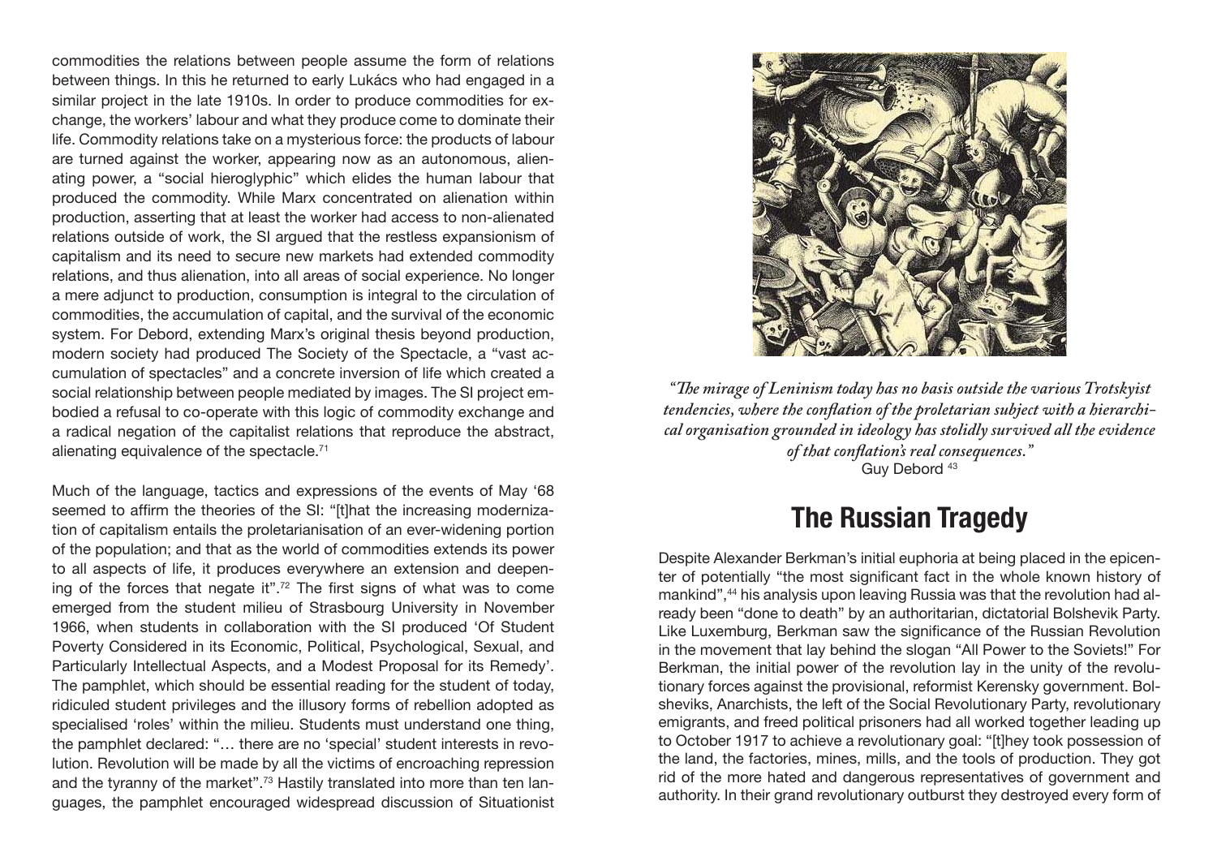commodities the relations between people assume the form of relations between things. In this he returned to early Lukács who had engaged in a similar project in the late 1910s. In order to produce commodities for exchange, the workers' labour and what they produce come to dominate their life. Commodity relations take on a mysterious force: the products of labour are turned against the worker, appearing now as an autonomous, alienating power, a "social hieroglyphic" which elides the human labour that produced the commodity. While Marx concentrated on alienation within production, asserting that at least the worker had access to non-alienated relations outside of work, the SI argued that the restless expansionism of capitalism and its need to secure new markets had extended commodity relations, and thus alienation, into all areas of social experience. No longer a mere adjunct to production, consumption is integral to the circulation of commodities, the accumulation of capital, and the survival of the economic system. For Debord, extending Marx's original thesis beyond production, modern society had produced The Society of the Spectacle, a "vast accumulation of spectacles" and a concrete inversion of life which created a social relationship between people mediated by images. The SI project embodied a refusal to co-operate with this logic of commodity exchange and a radical negation of the capitalist relations that reproduce the abstract, alienating equivalence of the spectacle.[71]

Much of the language, tactics and expressions of the events of May '68 seemed to affirm the theories of the SI: "[t]hat the increasing modernization of capitalism entails the proletarianisation of an ever-widening portion of the population; and that as the world of commodities extends its power to all aspects of life, it produces everywhere an extension and deepening of the forces that negate it".[72] The first signs of what was to come emerged from the student milieu of Strasbourg University in November 1966, when students in collaboration with the SI produced 'Of Student Poverty Considered in its Economic, Political, Psychological, Sexual, and Particularly Intellectual Aspects, and a Modest Proposal for its Remedy'. The pamphlet, which should be essential reading for the student of today, ridiculed student privileges and the illusory forms of rebellion adopted as specialised 'roles' within the milieu. Students must understand one thing, the pamphlet declared: "… there are no 'special' student interests in revolution. Revolution will be made by all the victims of encroaching repression and the tyranny of the market".[73] Hastily translated into more than ten languages, the pamphlet encouraged widespread discussion of Situationist

*"The mirage of Leninism today has no basis outside the various Trotskyist tendencies, where the conflation of the proletarian subject with a hierarchical organisation grounded in ideology has stolidly survived all the evidence of that conflation's real consequences."*
Guy Debord [43]

## The Russian Tragedy

Despite Alexander Berkman's initial euphoria at being placed in the epicenter of potentially "the most significant fact in the whole known history of mankind",[44] his analysis upon leaving Russia was that the revolution had already been "done to death" by an authoritarian, dictatorial Bolshevik Party. Like Luxemburg, Berkman saw the significance of the Russian Revolution in the movement that lay behind the slogan "All Power to the Soviets!" For Berkman, the initial power of the revolution lay in the unity of the revolutionary forces against the provisional, reformist Kerensky government. Bolsheviks, Anarchists, the left of the Social Revolutionary Party, revolutionary emigrants, and freed political prisoners had all worked together leading up to October 1917 to achieve a revolutionary goal: "[t]hey took possession of the land, the factories, mines, mills, and the tools of production. They got rid of the more hated and dangerous representatives of government and authority. In their grand revolutionary outburst they destroyed every form of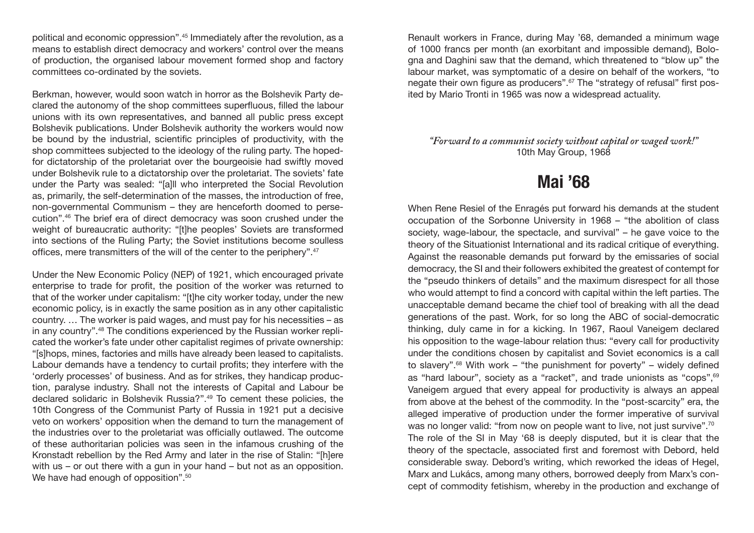political and economic oppression".[45] Immediately after the revolution, as a means to establish direct democracy and workers' control over the means of production, the organised labour movement formed shop and factory committees co-ordinated by the soviets.

Berkman, however, would soon watch in horror as the Bolshevik Party declared the autonomy of the shop committees superfluous, filled the labour unions with its own representatives, and banned all public press except Bolshevik publications. Under Bolshevik authority the workers would now be bound by the industrial, scientific principles of productivity, with the shop committees subjected to the ideology of the ruling party. The hoped-for dictatorship of the proletariat over the bourgeoisie had swiftly moved under Bolshevik rule to a dictatorship over the proletariat. The soviets' fate under the Party was sealed: "[a]ll who interpreted the Social Revolution as, primarily, the self-determination of the masses, the introduction of free, non-governmental Communism – they are henceforth doomed to persecution".[46] The brief era of direct democracy was soon crushed under the weight of bureaucratic authority: "[t]he peoples' Soviets are transformed into sections of the Ruling Party; the Soviet institutions become soulless offices, mere transmitters of the will of the center to the periphery".[47]

Under the New Economic Policy (NEP) of 1921, which encouraged private enterprise to trade for profit, the position of the worker was returned to that of the worker under capitalism: "[t]he city worker today, under the new economic policy, is in exactly the same position as in any other capitalistic country. … The worker is paid wages, and must pay for his necessities – as in any country".[48] The conditions experienced by the Russian worker replicated the worker's fate under other capitalist regimes of private ownership: "[s]hops, mines, factories and mills have already been leased to capitalists. Labour demands have a tendency to curtail profits; they interfere with the 'orderly processes' of business. And as for strikes, they handicap production, paralyse industry. Shall not the interests of Capital and Labour be declared solidaric in Bolshevik Russia?".[49] To cement these policies, the 10th Congress of the Communist Party of Russia in 1921 put a decisive veto on workers' opposition when the demand to turn the management of the industries over to the proletariat was officially outlawed. The outcome of these authoritarian policies was seen in the infamous crushing of the Kronstadt rebellion by the Red Army and later in the rise of Stalin: "[h]ere with us – or out there with a gun in your hand – but not as an opposition. We have had enough of opposition".[50]

Renault workers in France, during May '68, demanded a minimum wage of 1000 francs per month (an exorbitant and impossible demand), Bologna and Daghini saw that the demand, which threatened to "blow up" the labour market, was symptomatic of a desire on behalf of the workers, "to negate their own figure as producers".[67] The "strategy of refusal" first posited by Mario Tronti in 1965 was now a widespread actuality.

*"Forward to a communist society without capital or waged work!"*
10th May Group, 1968

## Mai '68

When Rene Resiel of the Enragés put forward his demands at the student occupation of the Sorbonne University in 1968 – "the abolition of class society, wage-labour, the spectacle, and survival" – he gave voice to the theory of the Situationist International and its radical critique of everything. Against the reasonable demands put forward by the emissaries of social democracy, the SI and their followers exhibited the greatest of contempt for the "pseudo thinkers of details" and the maximum disrespect for all those who would attempt to find a concord with capital within the left parties. The unacceptable demand became the chief tool of breaking with all the dead generations of the past. Work, for so long the ABC of social-democratic thinking, duly came in for a kicking. In 1967, Raoul Vaneigem declared his opposition to the wage-labour relation thus: "every call for productivity under the conditions chosen by capitalist and Soviet economics is a call to slavery".[68] With work – "the punishment for poverty" – widely defined as "hard labour", society as a "racket", and trade unionists as "cops",[69] Vaneigem argued that every appeal for productivity is always an appeal from above at the behest of the commodity. In the "post-scarcity" era, the alleged imperative of production under the former imperative of survival was no longer valid: "from now on people want to live, not just survive".[70]
The role of the SI in May '68 is deeply disputed, but it is clear that the theory of the spectacle, associated first and foremost with Debord, held considerable sway. Debord's writing, which reworked the ideas of Hegel, Marx and Lukács, among many others, borrowed deeply from Marx's concept of commodity fetishism, whereby in the production and exchange of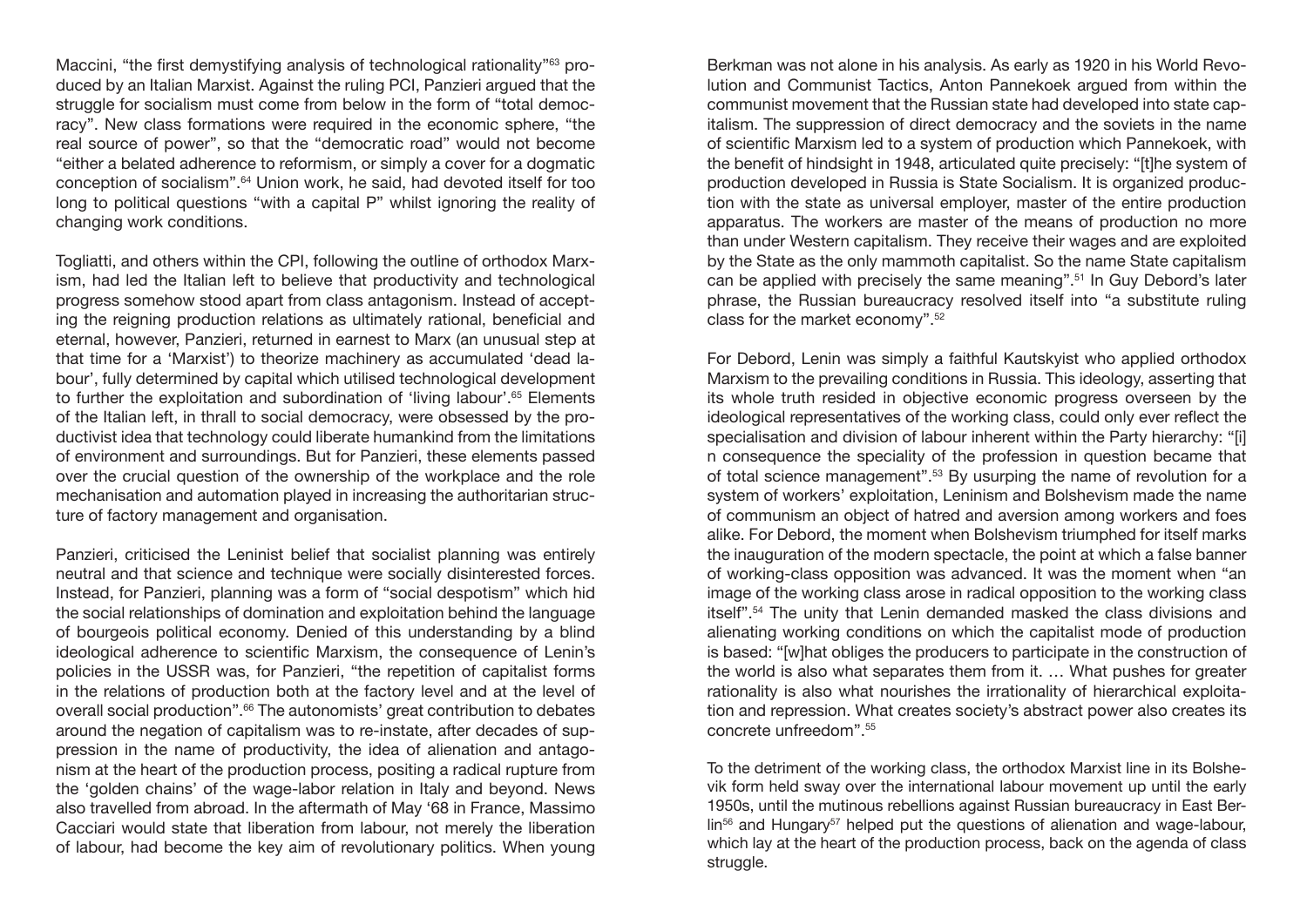Maccini, "the first demystifying analysis of technological rationality"[63] produced by an Italian Marxist. Against the ruling PCI, Panzieri argued that the struggle for socialism must come from below in the form of "total democracy". New class formations were required in the economic sphere, "the real source of power", so that the "democratic road" would not become "either a belated adherence to reformism, or simply a cover for a dogmatic conception of socialism".[64] Union work, he said, had devoted itself for too long to political questions "with a capital P" whilst ignoring the reality of changing work conditions.

Togliatti, and others within the CPI, following the outline of orthodox Marxism, had led the Italian left to believe that productivity and technological progress somehow stood apart from class antagonism. Instead of accepting the reigning production relations as ultimately rational, beneficial and eternal, however, Panzieri, returned in earnest to Marx (an unusual step at that time for a 'Marxist') to theorize machinery as accumulated 'dead labour', fully determined by capital which utilised technological development to further the exploitation and subordination of 'living labour'.[65] Elements of the Italian left, in thrall to social democracy, were obsessed by the productivist idea that technology could liberate humankind from the limitations of environment and surroundings. But for Panzieri, these elements passed over the crucial question of the ownership of the workplace and the role mechanisation and automation played in increasing the authoritarian structure of factory management and organisation.

Panzieri, criticised the Leninist belief that socialist planning was entirely neutral and that science and technique were socially disinterested forces. Instead, for Panzieri, planning was a form of "social despotism" which hid the social relationships of domination and exploitation behind the language of bourgeois political economy. Denied of this understanding by a blind ideological adherence to scientific Marxism, the consequence of Lenin's policies in the USSR was, for Panzieri, "the repetition of capitalist forms in the relations of production both at the factory level and at the level of overall social production".[66] The autonomists' great contribution to debates around the negation of capitalism was to re-instate, after decades of suppression in the name of productivity, the idea of alienation and antagonism at the heart of the production process, positing a radical rupture from the 'golden chains' of the wage-labor relation in Italy and beyond. News also travelled from abroad. In the aftermath of May '68 in France, Massimo Cacciari would state that liberation from labour, not merely the liberation of labour, had become the key aim of revolutionary politics. When young

Berkman was not alone in his analysis. As early as 1920 in his World Revolution and Communist Tactics, Anton Pannekoek argued from within the communist movement that the Russian state had developed into state capitalism. The suppression of direct democracy and the soviets in the name of scientific Marxism led to a system of production which Pannekoek, with the benefit of hindsight in 1948, articulated quite precisely: "[t]he system of production developed in Russia is State Socialism. It is organized production with the state as universal employer, master of the entire production apparatus. The workers are master of the means of production no more than under Western capitalism. They receive their wages and are exploited by the State as the only mammoth capitalist. So the name State capitalism can be applied with precisely the same meaning".[51] In Guy Debord's later phrase, the Russian bureaucracy resolved itself into "a substitute ruling class for the market economy".[52]

For Debord, Lenin was simply a faithful Kautskyist who applied orthodox Marxism to the prevailing conditions in Russia. This ideology, asserting that its whole truth resided in objective economic progress overseen by the ideological representatives of the working class, could only ever reflect the specialisation and division of labour inherent within the Party hierarchy: "[i]n consequence the speciality of the profession in question became that of total science management".[53] By usurping the name of revolution for a system of workers' exploitation, Leninism and Bolshevism made the name of communism an object of hatred and aversion among workers and foes alike. For Debord, the moment when Bolshevism triumphed for itself marks the inauguration of the modern spectacle, the point at which a false banner of working-class opposition was advanced. It was the moment when "an image of the working class arose in radical opposition to the working class itself".[54] The unity that Lenin demanded masked the class divisions and alienating working conditions on which the capitalist mode of production is based: "[w]hat obliges the producers to participate in the construction of the world is also what separates them from it. … What pushes for greater rationality is also what nourishes the irrationality of hierarchical exploitation and repression. What creates society's abstract power also creates its concrete unfreedom".[55]

To the detriment of the working class, the orthodox Marxist line in its Bolshevik form held sway over the international labour movement up until the early 1950s, until the mutinous rebellions against Russian bureaucracy in East Berlin[56] and Hungary[57] helped put the questions of alienation and wage-labour, which lay at the heart of the production process, back on the agenda of class struggle.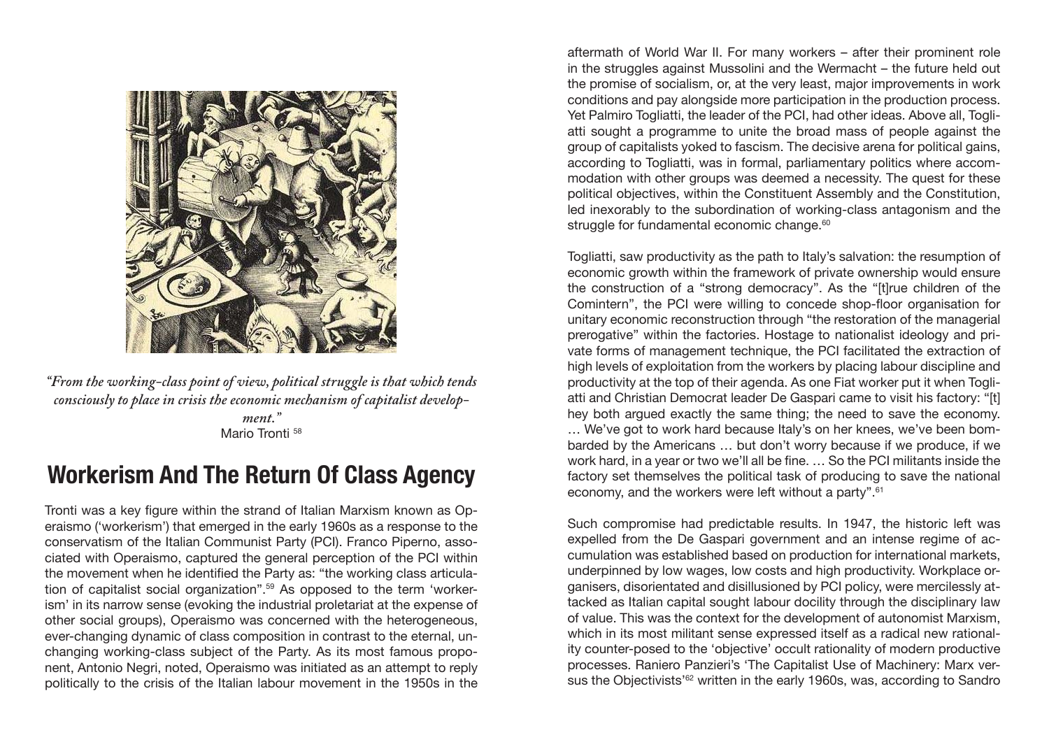*"From the working-class point of view, political struggle is that which tends consciously to place in crisis the economic mechanism of capitalist development."*
Mario Tronti [58]

## Workerism And The Return Of Class Agency

Tronti was a key figure within the strand of Italian Marxism known as Operaismo ('workerism') that emerged in the early 1960s as a response to the conservatism of the Italian Communist Party (PCI). Franco Piperno, associated with Operaismo, captured the general perception of the PCI within the movement when he identified the Party as: "the working class articulation of capitalist social organization".[59] As opposed to the term 'workerism' in its narrow sense (evoking the industrial proletariat at the expense of other social groups), Operaismo was concerned with the heterogeneous, ever-changing dynamic of class composition in contrast to the eternal, unchanging working-class subject of the Party. As its most famous proponent, Antonio Negri, noted, Operaismo was initiated as an attempt to reply politically to the crisis of the Italian labour movement in the 1950s in the aftermath of World War II. For many workers – after their prominent role in the struggles against Mussolini and the Wermacht – the future held out the promise of socialism, or, at the very least, major improvements in work conditions and pay alongside more participation in the production process. Yet Palmiro Togliatti, the leader of the PCI, had other ideas. Above all, Togliatti sought a programme to unite the broad mass of people against the group of capitalists yoked to fascism. The decisive arena for political gains, according to Togliatti, was in formal, parliamentary politics where accommodation with other groups was deemed a necessity. The quest for these political objectives, within the Constituent Assembly and the Constitution, led inexorably to the subordination of working-class antagonism and the struggle for fundamental economic change.[60]

Togliatti, saw productivity as the path to Italy's salvation: the resumption of economic growth within the framework of private ownership would ensure the construction of a "strong democracy". As the "[t]rue children of the Comintern", the PCI were willing to concede shop-floor organisation for unitary economic reconstruction through "the restoration of the managerial prerogative" within the factories. Hostage to nationalist ideology and private forms of management technique, the PCI facilitated the extraction of high levels of exploitation from the workers by placing labour discipline and productivity at the top of their agenda. As one Fiat worker put it when Togliatti and Christian Democrat leader De Gaspari came to visit his factory: "[t]hey both argued exactly the same thing; the need to save the economy. … We've got to work hard because Italy's on her knees, we've been bombarded by the Americans … but don't worry because if we produce, if we work hard, in a year or two we'll all be fine. … So the PCI militants inside the factory set themselves the political task of producing to save the national economy, and the workers were left without a party".[61]

Such compromise had predictable results. In 1947, the historic left was expelled from the De Gaspari government and an intense regime of accumulation was established based on production for international markets, underpinned by low wages, low costs and high productivity. Workplace organisers, disorientated and disillusioned by PCI policy, were mercilessly attacked as Italian capital sought labour docility through the disciplinary law of value. This was the context for the development of autonomist Marxism, which in its most militant sense expressed itself as a radical new rationality counter-posed to the 'objective' occult rationality of modern productive processes. Raniero Panzieri's 'The Capitalist Use of Machinery: Marx versus the Objectivists'[62] written in the early 1960s, was, according to Sandro